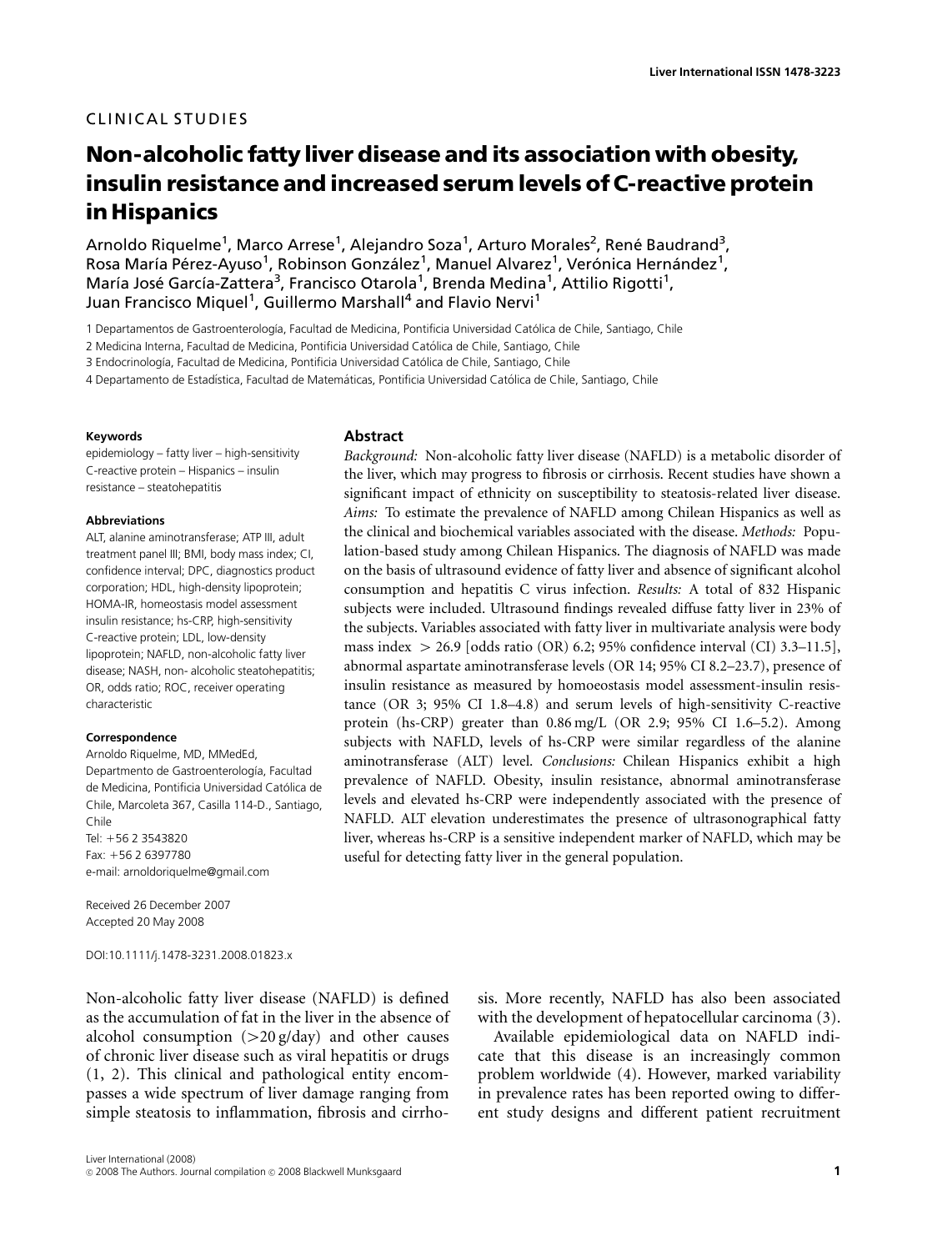CLINICAL STUDIES

# Non-alcoholic fatty liver disease and its association with obesity, insulin resistance and increased serum levels of C-reactive protein in Hispanics

Arnoldo Riquelme[1], Marco Arrese[1], Alejandro Soza[1], Arturo Morales[2], René Baudrand[3], Rosa María Pérez-Ayuso[1], Robinson González[1], Manuel Alvarez[1], Verónica Hernández[1], María José García-Zattera[3], Francisco Otarola[1], Brenda Medina[1], Attilio Rigotti[1], Juan Francisco Miquel[1], Guillermo Marshall[4] and Flavio Nervi[1]

1 Departamentos de Gastroenterología, Facultad de Medicina, Pontificia Universidad Católica de Chile, Santiago, Chile

2 Medicina Interna, Facultad de Medicina, Pontificia Universidad Católica de Chile, Santiago, Chile

3 Endocrinología, Facultad de Medicina, Pontificia Universidad Católica de Chile, Santiago, Chile

4 Departamento de Estadística, Facultad de Matemáticas, Pontificia Universidad Católica de Chile, Santiago, Chile

**Keywords**

epidemiology – fatty liver – high-sensitivity C-reactive protein – Hispanics – insulin resistance – steatohepatitis

**Abbreviations**

ALT, alanine aminotransferase; ATP III, adult treatment panel III; BMI, body mass index; CI, confidence interval; DPC, diagnostics product corporation; HDL, high-density lipoprotein; HOMA-IR, homeostasis model assessment insulin resistance; hs-CRP, high-sensitivity C-reactive protein; LDL, low-density lipoprotein; NAFLD, non-alcoholic fatty liver disease; NASH, non- alcoholic steatohepatitis; OR, odds ratio; ROC, receiver operating characteristic

**Correspondence**

Arnoldo Riquelme, MD, MMedEd, Departmento de Gastroenterología, Facultad de Medicina, Pontificia Universidad Católica de Chile, Marcoleta 367, Casilla 114-D., Santiago, Chile

Tel: +56 2 3543820

Fax: +56 2 6397780

e-mail: arnoldoriquelme@gmail.com

Received 26 December 2007

Accepted 20 May 2008

DOI:10.1111/j.1478-3231.2008.01823.x

## Abstract

*Background:* Non-alcoholic fatty liver disease (NAFLD) is a metabolic disorder of the liver, which may progress to fibrosis or cirrhosis. Recent studies have shown a significant impact of ethnicity on susceptibility to steatosis-related liver disease. *Aims:* To estimate the prevalence of NAFLD among Chilean Hispanics as well as the clinical and biochemical variables associated with the disease. *Methods:* Population-based study among Chilean Hispanics. The diagnosis of NAFLD was made on the basis of ultrasound evidence of fatty liver and absence of significant alcohol consumption and hepatitis C virus infection. *Results:* A total of 832 Hispanic subjects were included. Ultrasound findings revealed diffuse fatty liver in 23% of the subjects. Variables associated with fatty liver in multivariate analysis were body mass index $> 26.9$ [odds ratio (OR) 6.2; 95% confidence interval (CI) 3.3–11.5], abnormal aspartate aminotransferase levels (OR 14; 95% CI 8.2–23.7), presence of insulin resistance as measured by homoeostasis model assessment-insulin resistance (OR 3; 95% CI 1.8–4.8) and serum levels of high-sensitivity C-reactive protein (hs-CRP) greater than 0.86 mg/L (OR 2.9; 95% CI 1.6–5.2). Among subjects with NAFLD, levels of hs-CRP were similar regardless of the alanine aminotransferase (ALT) level. *Conclusions:* Chilean Hispanics exhibit a high prevalence of NAFLD. Obesity, insulin resistance, abnormal aminotransferase levels and elevated hs-CRP were independently associated with the presence of NAFLD. ALT elevation underestimates the presence of ultrasonographical fatty liver, whereas hs-CRP is a sensitive independent marker of NAFLD, which may be useful for detecting fatty liver in the general population.

Non-alcoholic fatty liver disease (NAFLD) is defined as the accumulation of fat in the liver in the absence of alcohol consumption (>20 g/day) and other causes of chronic liver disease such as viral hepatitis or drugs (1, 2). This clinical and pathological entity encompasses a wide spectrum of liver damage ranging from simple steatosis to inflammation, fibrosis and cirrhosis. More recently, NAFLD has also been associated with the development of hepatocellular carcinoma (3).

Available epidemiological data on NAFLD indicate that this disease is an increasingly common problem worldwide (4). However, marked variability in prevalence rates has been reported owing to different study designs and different patient recruitment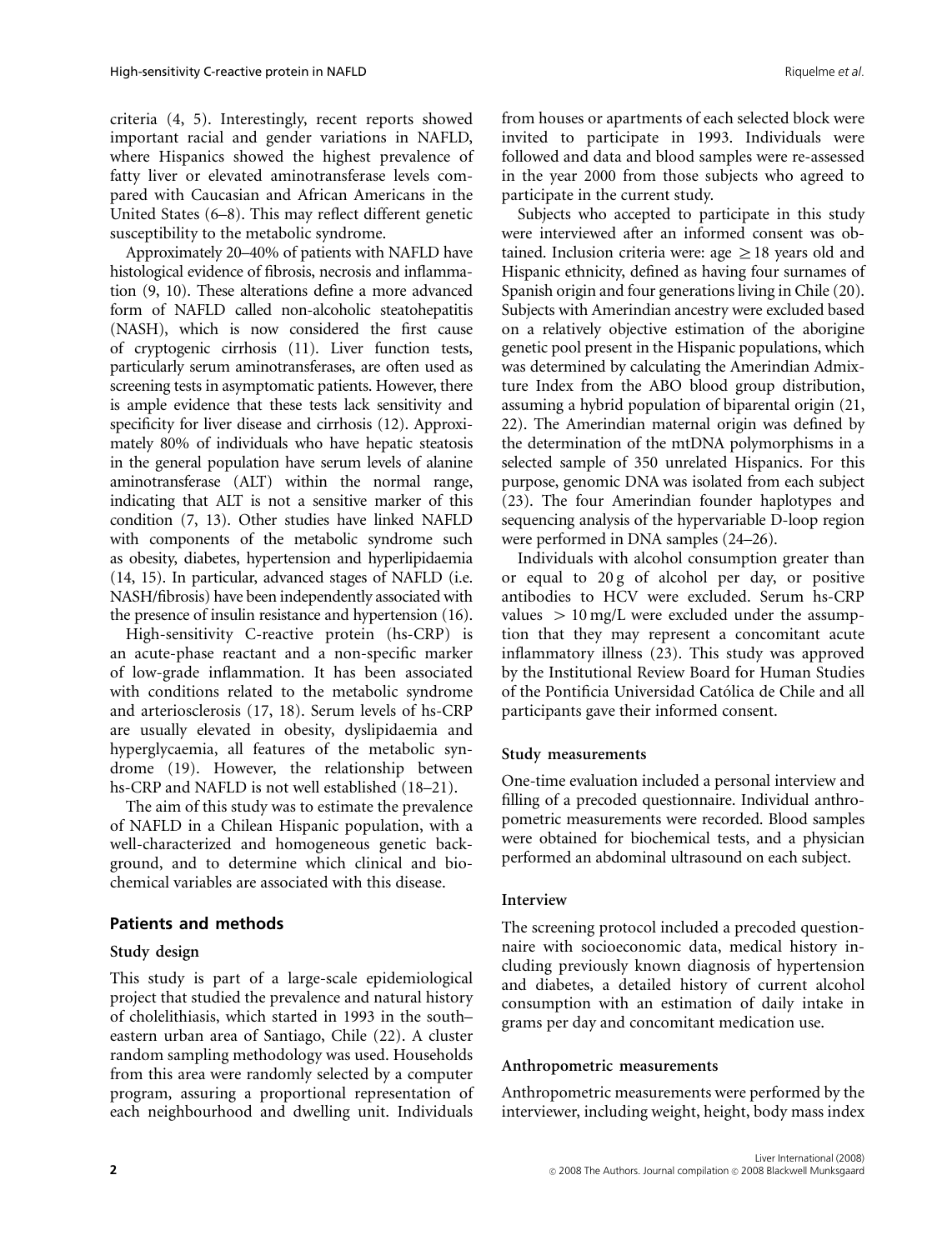criteria (4, 5). Interestingly, recent reports showed important racial and gender variations in NAFLD, where Hispanics showed the highest prevalence of fatty liver or elevated aminotransferase levels compared with Caucasian and African Americans in the United States (6–8). This may reflect different genetic susceptibility to the metabolic syndrome.

Approximately 20–40% of patients with NAFLD have histological evidence of fibrosis, necrosis and inflammation (9, 10). These alterations define a more advanced form of NAFLD called non-alcoholic steatohepatitis (NASH), which is now considered the first cause of cryptogenic cirrhosis (11). Liver function tests, particularly serum aminotransferases, are often used as screening tests in asymptomatic patients. However, there is ample evidence that these tests lack sensitivity and specificity for liver disease and cirrhosis (12). Approximately 80% of individuals who have hepatic steatosis in the general population have serum levels of alanine aminotransferase (ALT) within the normal range, indicating that ALT is not a sensitive marker of this condition (7, 13). Other studies have linked NAFLD with components of the metabolic syndrome such as obesity, diabetes, hypertension and hyperlipidaemia (14, 15). In particular, advanced stages of NAFLD (i.e. NASH/fibrosis) have been independently associated with the presence of insulin resistance and hypertension (16).

High-sensitivity C-reactive protein (hs-CRP) is an acute-phase reactant and a non-specific marker of low-grade inflammation. It has been associated with conditions related to the metabolic syndrome and arteriosclerosis (17, 18). Serum levels of hs-CRP are usually elevated in obesity, dyslipidaemia and hyperglycaemia, all features of the metabolic syndrome (19). However, the relationship between hs-CRP and NAFLD is not well established (18–21).

The aim of this study was to estimate the prevalence of NAFLD in a Chilean Hispanic population, with a well-characterized and homogeneous genetic background, and to determine which clinical and biochemical variables are associated with this disease.

## Patients and methods

### Study design

This study is part of a large-scale epidemiological project that studied the prevalence and natural history of cholelithiasis, which started in 1993 in the south–eastern urban area of Santiago, Chile (22). A cluster random sampling methodology was used. Households from this area were randomly selected by a computer program, assuring a proportional representation of each neighbourhood and dwelling unit. Individuals from houses or apartments of each selected block were invited to participate in 1993. Individuals were followed and data and blood samples were re-assessed in the year 2000 from those subjects who agreed to participate in the current study.

Subjects who accepted to participate in this study were interviewed after an informed consent was obtained. Inclusion criteria were: age $\geq 18$ years old and Hispanic ethnicity, defined as having four surnames of Spanish origin and four generations living in Chile (20). Subjects with Amerindian ancestry were excluded based on a relatively objective estimation of the aborigine genetic pool present in the Hispanic populations, which was determined by calculating the Amerindian Admixture Index from the ABO blood group distribution, assuming a hybrid population of biparental origin (21, 22). The Amerindian maternal origin was defined by the determination of the mtDNA polymorphisms in a selected sample of 350 unrelated Hispanics. For this purpose, genomic DNA was isolated from each subject (23). The four Amerindian founder haplotypes and sequencing analysis of the hypervariable D-loop region were performed in DNA samples (24–26).

Individuals with alcohol consumption greater than or equal to 20 g of alcohol per day, or positive antibodies to HCV were excluded. Serum hs-CRP values $> 10$ mg/L were excluded under the assumption that they may represent a concomitant acute inflammatory illness (23). This study was approved by the Institutional Review Board for Human Studies of the Pontificia Universidad Católica de Chile and all participants gave their informed consent.

### Study measurements

One-time evaluation included a personal interview and filling of a precoded questionnaire. Individual anthropometric measurements were recorded. Blood samples were obtained for biochemical tests, and a physician performed an abdominal ultrasound on each subject.

### Interview

The screening protocol included a precoded questionnaire with socioeconomic data, medical history including previously known diagnosis of hypertension and diabetes, a detailed history of current alcohol consumption with an estimation of daily intake in grams per day and concomitant medication use.

### Anthropometric measurements

Anthropometric measurements were performed by the interviewer, including weight, height, body mass index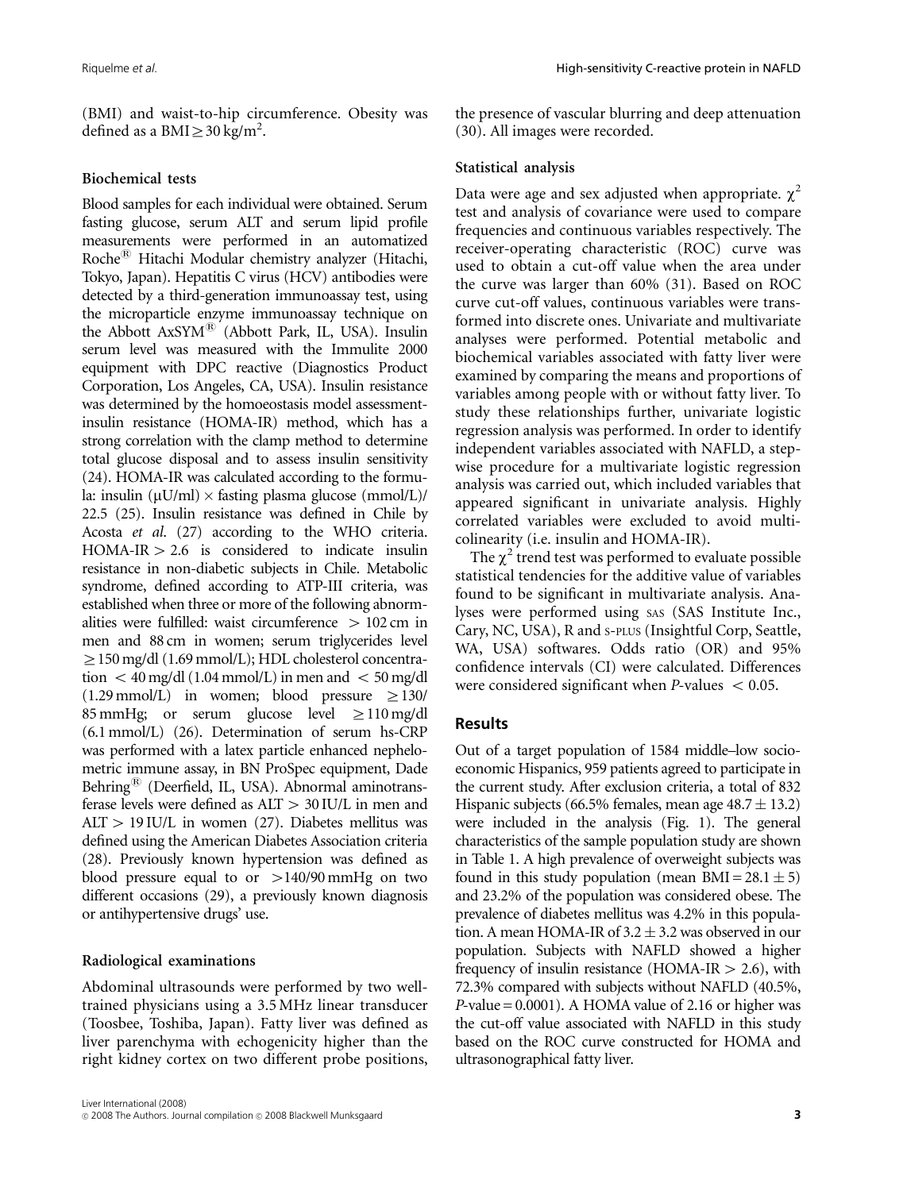(BMI) and waist-to-hip circumference. Obesity was defined as a BMI $\geq 30\,\text{kg/m}^2$.

### Biochemical tests

Blood samples for each individual were obtained. Serum fasting glucose, serum ALT and serum lipid profile measurements were performed in an automatized Roche® Hitachi Modular chemistry analyzer (Hitachi, Tokyo, Japan). Hepatitis C virus (HCV) antibodies were detected by a third-generation immunoassay test, using the microparticle enzyme immunoassay technique on the Abbott AxSYM® (Abbott Park, IL, USA). Insulin serum level was measured with the Immulite 2000 equipment with DPC reactive (Diagnostics Product Corporation, Los Angeles, CA, USA). Insulin resistance was determined by the homoeostasis model assessment-insulin resistance (HOMA-IR) method, which has a strong correlation with the clamp method to determine total glucose disposal and to assess insulin sensitivity (24). HOMA-IR was calculated according to the formula: insulin ($\mu$U/ml) $\times$ fasting plasma glucose (mmol/L)/22.5 (25). Insulin resistance was defined in Chile by Acosta *et al.* (27) according to the WHO criteria. HOMA-IR $> 2.6$ is considered to indicate insulin resistance in non-diabetic subjects in Chile. Metabolic syndrome, defined according to ATP-III criteria, was established when three or more of the following abnormalities were fulfilled: waist circumference $> 102$ cm in men and 88 cm in women; serum triglycerides level $\geq 150$ mg/dl (1.69 mmol/L); HDL cholesterol concentration $< 40$ mg/dl (1.04 mmol/L) in men and $< 50$ mg/dl (1.29 mmol/L) in women; blood pressure $\geq 130/85$ mmHg; or serum glucose level $\geq 110$ mg/dl (6.1 mmol/L) (26). Determination of serum hs-CRP was performed with a latex particle enhanced nephelometric immune assay, in BN ProSpec equipment, Dade Behring® (Deerfield, IL, USA). Abnormal aminotransferase levels were defined as ALT $> 30$ IU/L in men and ALT $> 19$ IU/L in women (27). Diabetes mellitus was defined using the American Diabetes Association criteria (28). Previously known hypertension was defined as blood pressure equal to or $> 140/90$ mmHg on two different occasions (29), a previously known diagnosis or antihypertensive drugs' use.

### Radiological examinations

Abdominal ultrasounds were performed by two well-trained physicians using a 3.5 MHz linear transducer (Toosbee, Toshiba, Japan). Fatty liver was defined as liver parenchyma with echogenicity higher than the right kidney cortex on two different probe positions, the presence of vascular blurring and deep attenuation (30). All images were recorded.

### Statistical analysis

Data were age and sex adjusted when appropriate. $\chi^2$ test and analysis of covariance were used to compare frequencies and continuous variables respectively. The receiver-operating characteristic (ROC) curve was used to obtain a cut-off value when the area under the curve was larger than 60% (31). Based on ROC curve cut-off values, continuous variables were transformed into discrete ones. Univariate and multivariate analyses were performed. Potential metabolic and biochemical variables associated with fatty liver were examined by comparing the means and proportions of variables among people with or without fatty liver. To study these relationships further, univariate logistic regression analysis was performed. In order to identify independent variables associated with NAFLD, a stepwise procedure for a multivariate logistic regression analysis was carried out, which included variables that appeared significant in univariate analysis. Highly correlated variables were excluded to avoid multicolinearity (i.e. insulin and HOMA-IR).

The $\chi^2$ trend test was performed to evaluate possible statistical tendencies for the additive value of variables found to be significant in multivariate analysis. Analyses were performed using SAS (SAS Institute Inc., Cary, NC, USA), R and S-PLUS (Insightful Corp, Seattle, WA, USA) softwares. Odds ratio (OR) and 95% confidence intervals (CI) were calculated. Differences were considered significant when *P*-values $< 0.05$.

## Results

Out of a target population of 1584 middle–low socioeconomic Hispanics, 959 patients agreed to participate in the current study. After exclusion criteria, a total of 832 Hispanic subjects (66.5% females, mean age $48.7 \pm 13.2$) were included in the analysis (Fig. 1). The general characteristics of the sample population study are shown in Table 1. A high prevalence of overweight subjects was found in this study population (mean BMI $= 28.1 \pm 5$) and 23.2% of the population was considered obese. The prevalence of diabetes mellitus was 4.2% in this population. A mean HOMA-IR of $3.2 \pm 3.2$ was observed in our population. Subjects with NAFLD showed a higher frequency of insulin resistance (HOMA-IR $> 2.6$), with 72.3% compared with subjects without NAFLD (40.5%, *P*-value $= 0.0001$). A HOMA value of 2.16 or higher was the cut-off value associated with NAFLD in this study based on the ROC curve constructed for HOMA and ultrasonographical fatty liver.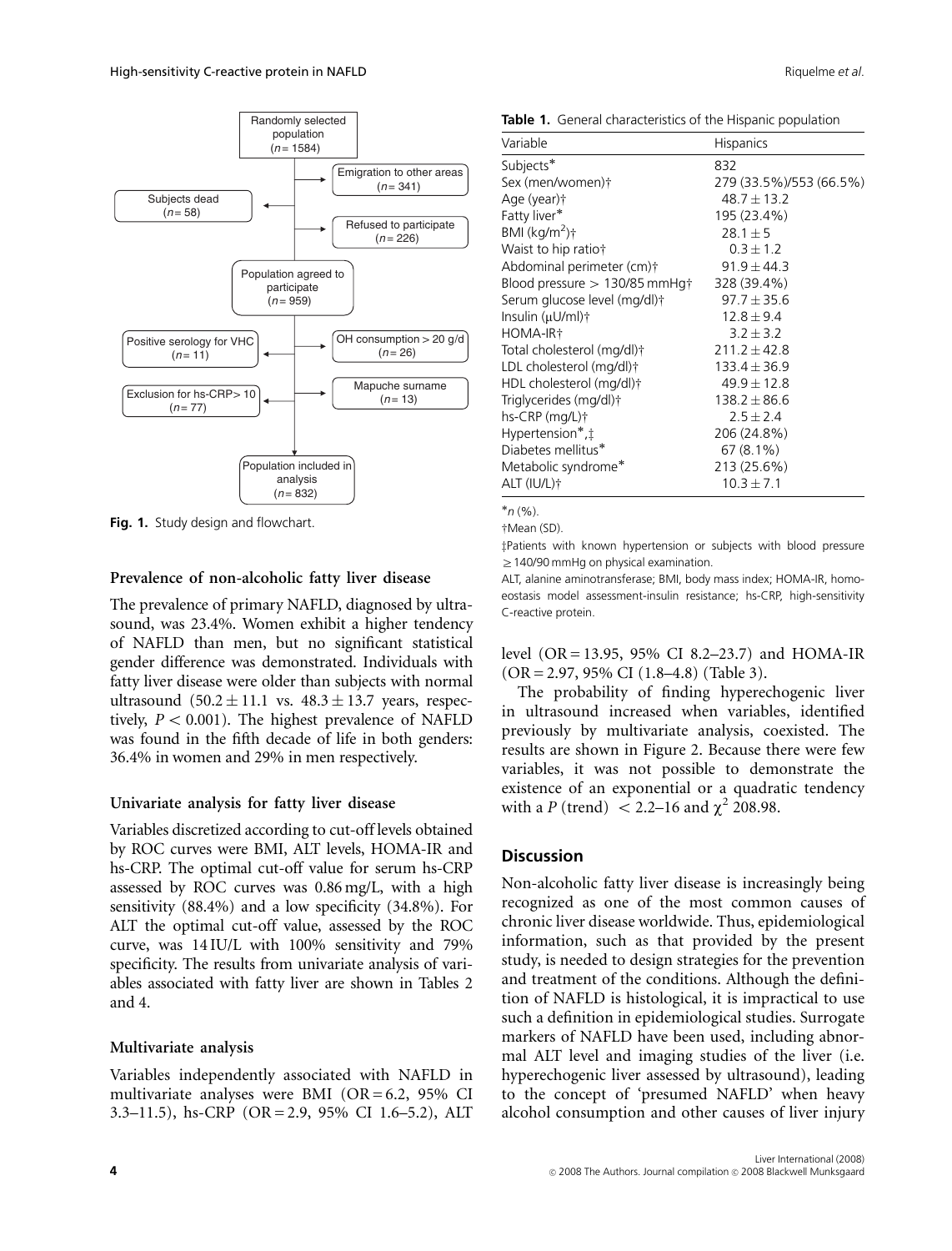Randomly selected population ($n = 1584$)

Emigration to other areas ($n = 341$)

Subjects dead ($n = 58$)

Refused to participate ($n = 226$)

Population agreed to participate ($n = 959$)

Positive serology for VHC ($n = 11$)

OH consumption > 20 g/d ($n = 26$)

Exclusion for hs-CRP> 10 ($n = 77$)

Mapuche surname ($n = 13$)

Population included in analysis ($n = 832$)

**Fig. 1.** Study design and flowchart.

**Table 1.** General characteristics of the Hispanic population

| Variable | Hispanics |
|---|---|
| Subjects* | 832 |
| Sex (men/women)† | 279 (33.5%)/553 (66.5%) |
| Age (year)† | 48.7 ± 13.2 |
| Fatty liver* | 195 (23.4%) |
| BMI (kg/m$^2$)† | 28.1 ± 5 |
| Waist to hip ratio† | 0.3 ± 1.2 |
| Abdominal perimeter (cm)† | 91.9 ± 44.3 |
| Blood pressure > 130/85 mmHg† | 328 (39.4%) |
| Serum glucose level (mg/dl)† | 97.7 ± 35.6 |
| Insulin (μU/ml)† | 12.8 ± 9.4 |
| HOMA-IR† | 3.2 ± 3.2 |
| Total cholesterol (mg/dl)† | 211.2 ± 42.8 |
| LDL cholesterol (mg/dl)† | 133.4 ± 36.9 |
| HDL cholesterol (mg/dl)† | 49.9 ± 12.8 |
| Triglycerides (mg/dl)† | 138.2 ± 86.6 |
| hs-CRP (mg/L)† | 2.5 ± 2.4 |
| Hypertension*,‡ | 206 (24.8%) |
| Diabetes mellitus* | 67 (8.1%) |
| Metabolic syndrome* | 213 (25.6%) |
| ALT (IU/L)† | 10.3 ± 7.1 |

*$n$ (%).

†Mean (SD).

‡Patients with known hypertension or subjects with blood pressure ≥ 140/90 mmHg on physical examination.

ALT, alanine aminotransferase; BMI, body mass index; HOMA-IR, homoeostasis model assessment-insulin resistance; hs-CRP, high-sensitivity C-reactive protein.

### Prevalence of non-alcoholic fatty liver disease

The prevalence of primary NAFLD, diagnosed by ultrasound, was 23.4%. Women exhibit a higher tendency of NAFLD than men, but no significant statistical gender difference was demonstrated. Individuals with fatty liver disease were older than subjects with normal ultrasound (50.2 ± 11.1 vs. 48.3 ± 13.7 years, respectively, $P < 0.001$). The highest prevalence of NAFLD was found in the fifth decade of life in both genders: 36.4% in women and 29% in men respectively.

### Univariate analysis for fatty liver disease

Variables discretized according to cut-off levels obtained by ROC curves were BMI, ALT levels, HOMA-IR and hs-CRP. The optimal cut-off value for serum hs-CRP assessed by ROC curves was 0.86 mg/L, with a high sensitivity (88.4%) and a low specificity (34.8%). For ALT the optimal cut-off value, assessed by the ROC curve, was 14 IU/L with 100% sensitivity and 79% specificity. The results from univariate analysis of variables associated with fatty liver are shown in Tables 2 and 4.

### Multivariate analysis

Variables independently associated with NAFLD in multivariate analyses were BMI (OR = 6.2, 95% CI 3.3–11.5), hs-CRP (OR = 2.9, 95% CI 1.6–5.2), ALT level (OR = 13.95, 95% CI 8.2–23.7) and HOMA-IR (OR = 2.97, 95% CI (1.8–4.8) (Table 3).

The probability of finding hyperechogenic liver in ultrasound increased when variables, identified previously by multivariate analysis, coexisted. The results are shown in Figure 2. Because there were few variables, it was not possible to demonstrate the existence of an exponential or a quadratic tendency with a $P$ (trend) < 2.2–16 and $\chi^2$ 208.98.

## Discussion

Non-alcoholic fatty liver disease is increasingly being recognized as one of the most common causes of chronic liver disease worldwide. Thus, epidemiological information, such as that provided by the present study, is needed to design strategies for the prevention and treatment of the conditions. Although the definition of NAFLD is histological, it is impractical to use such a definition in epidemiological studies. Surrogate markers of NAFLD have been used, including abnormal ALT level and imaging studies of the liver (i.e. hyperechogenic liver assessed by ultrasound), leading to the concept of 'presumed NAFLD' when heavy alcohol consumption and other causes of liver injury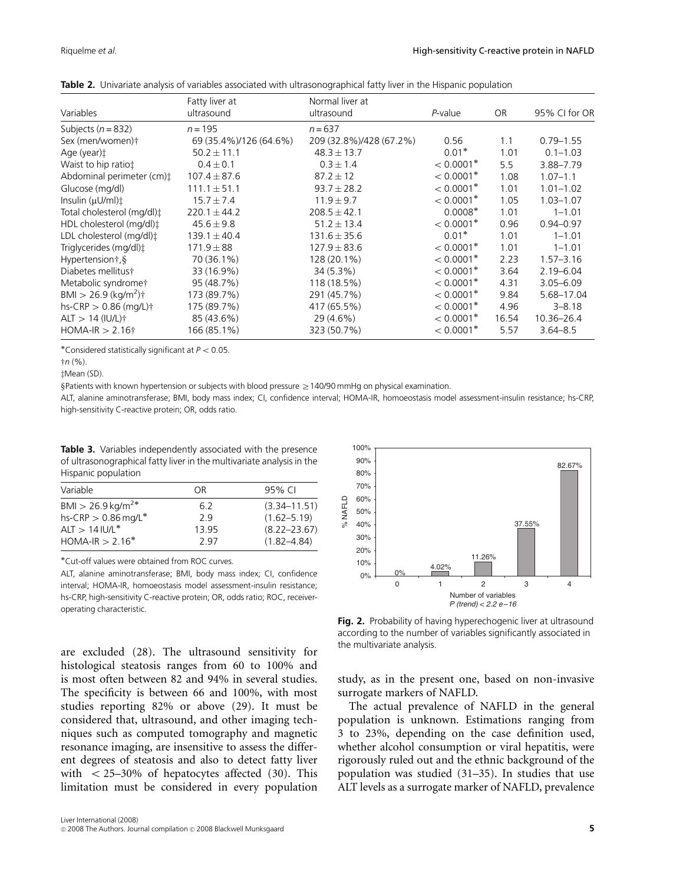**Table 2.** Univariate analysis of variables associated with ultrasonographical fatty liver in the Hispanic population

| Variables | Fatty liver at ultrasound | Normal liver at ultrasound | *P*-value | OR | 95% CI for OR |
|---|---|---|---|---|---|
| Subjects (*n* = 832) | *n* = 195 | *n* = 637 | | | |
| Sex (men/women)† | 69 (35.4%)/126 (64.6%) | 209 (32.8%)/428 (67.2%) | 0.56 | 1.1 | 0.79–1.55 |
| Age (year)‡ | 50.2 ± 11.1 | 48.3 ± 13.7 | 0.01* | 1.01 | 0.1–1.03 |
| Waist to hip ratio‡ | 0.4 ± 0.1 | 0.3 ± 1.4 | < 0.0001* | 5.5 | 3.88–7.79 |
| Abdominal perimeter (cm)‡ | 107.4 ± 87.6 | 87.2 ± 12 | < 0.0001* | 1.08 | 1.07–1.1 |
| Glucose (mg/dl) | 111.1 ± 51.1 | 93.7 ± 28.2 | < 0.0001* | 1.01 | 1.01–1.02 |
| Insulin (μU/ml)‡ | 15.7 ± 7.4 | 11.9 ± 9.7 | < 0.0001* | 1.05 | 1.03–1.07 |
| Total cholesterol (mg/dl)‡ | 220.1 ± 44.2 | 208.5 ± 42.1 | 0.0008* | 1.01 | 1–1.01 |
| HDL cholesterol (mg/dl)‡ | 45.6 ± 9.8 | 51.2 ± 13.4 | < 0.0001* | 0.96 | 0.94–0.97 |
| LDL cholesterol (mg/dl)‡ | 139.1 ± 40.4 | 131.6 ± 35.6 | 0.01* | 1.01 | 1–1.01 |
| Triglycerides (mg/dl)‡ | 171.9 ± 88 | 127.9 ± 83.6 | < 0.0001* | 1.01 | 1–1.01 |
| Hypertension†,§ | 70 (36.1%) | 128 (20.1%) | < 0.0001* | 2.23 | 1.57–3.16 |
| Diabetes mellitus† | 33 (16.9%) | 34 (5.3%) | < 0.0001* | 3.64 | 2.19–6.04 |
| Metabolic syndrome† | 95 (48.7%) | 118 (18.5%) | < 0.0001* | 4.31 | 3.05–6.09 |
| BMI > 26.9 (kg/m$^2$)† | 173 (89.7%) | 291 (45.7%) | < 0.0001* | 9.84 | 5.68–17.04 |
| hs-CRP > 0.86 (mg/L)† | 175 (89.7%) | 417 (65.5%) | < 0.0001* | 4.96 | 3–8.18 |
| ALT > 14 (IU/L)† | 85 (43.6%) | 29 (4.6%) | < 0.0001* | 16.54 | 10.36–26.4 |
| HOMA-IR > 2.16† | 166 (85.1%) | 323 (50.7%) | < 0.0001* | 5.57 | 3.64–8.5 |

*Considered statistically significant at $P < 0.05$.

†*n* (%).

‡Mean (SD).

§Patients with known hypertension or subjects with blood pressure ≥ 140/90 mmHg on physical examination.

ALT, alanine aminotransferase; BMI, body mass index; CI, confidence interval; HOMA-IR, homoeostasis model assessment-insulin resistance; hs-CRP, high-sensitivity C-reactive protein; OR, odds ratio.

**Table 3.** Variables independently associated with the presence of ultrasonographical fatty liver in the multivariate analysis in the Hispanic population

| Variable | OR | 95% CI |
|---|---|---|
| BMI > 26.9 kg/m$^2$* | 6.2 | (3.34–11.51) |
| hs-CRP > 0.86 mg/L* | 2.9 | (1.62–5.19) |
| ALT > 14 IU/L* | 13.95 | (8.22–23.67) |
| HOMA-IR > 2.16* | 2.97 | (1.82–4.84) |

*Cut-off values were obtained from ROC curves.

ALT, alanine aminotransferase; BMI, body mass index; CI, confidence interval; HOMA-IR, homoeostasis model assessment-insulin resistance; hs-CRP, high-sensitivity C-reactive protein; OR, odds ratio; ROC, receiver-operating characteristic.

**Fig. 2.** Probability of having hyperechogenic liver at ultrasound according to the number of variables significantly associated in the multivariate analysis.

are excluded (28). The ultrasound sensitivity for histological steatosis ranges from 60 to 100% and is most often between 82 and 94% in several studies. The specificity is between 66 and 100%, with most studies reporting 82% or above (29). It must be considered that, ultrasound, and other imaging techniques such as computed tomography and magnetic resonance imaging, are insensitive to assess the different degrees of steatosis and also to detect fatty liver with < 25–30% of hepatocytes affected (30). This limitation must be considered in every population study, as in the present one, based on non-invasive surrogate markers of NAFLD.

The actual prevalence of NAFLD in the general population is unknown. Estimations ranging from 3 to 23%, depending on the case definition used, whether alcohol consumption or viral hepatitis, were rigorously ruled out and the ethnic background of the population was studied (31–35). In studies that use ALT levels as a surrogate marker of NAFLD, prevalence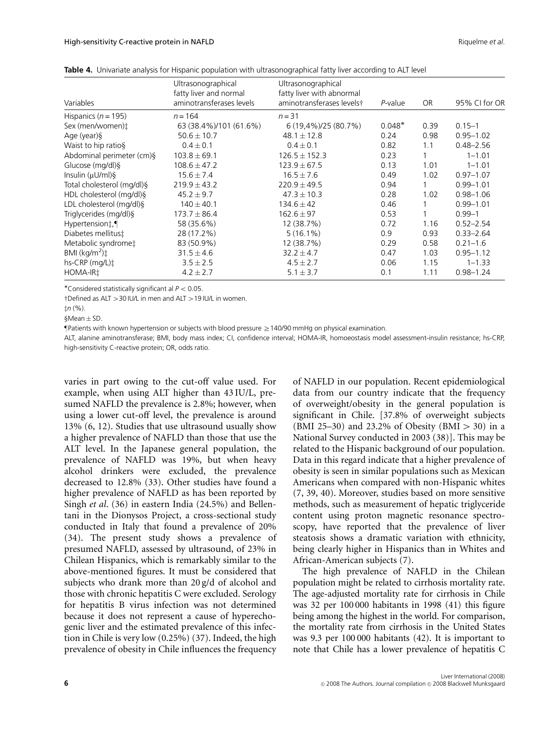**Table 4.** Univariate analysis for Hispanic population with ultrasonographical fatty liver according to ALT level

| Variables | Ultrasonographical fatty liver and normal aminotransferases levels | Ultrasonographical fatty liver with abnormal aminotransferases levels† | P-value | OR | 95% CI for OR |
|---|---|---|---|---|---|
| Hispanics (n = 195) | n = 164 | n = 31 | | | |
| Sex (men/women)‡ | 63 (38.4%)/101 (61.6%) | 6 (19,4%)/25 (80.7%) | 0.048* | 0.39 | 0.15–1 |
| Age (year)§ | 50.6 ± 10.7 | 48.1 ± 12.8 | 0.24 | 0.98 | 0.95–1.02 |
| Waist to hip ratio§ | 0.4 ± 0.1 | 0.4 ± 0.1 | 0.82 | 1.1 | 0.48–2.56 |
| Abdominal perimeter (cm)§ | 103.8 ± 69.1 | 126.5 ± 152.3 | 0.23 | 1 | 1–1.01 |
| Glucose (mg/dl)§ | 108.6 ± 47.2 | 123.9 ± 67.5 | 0.13 | 1.01 | 1–1.01 |
| Insulin (μU/ml)§ | 15.6 ± 7.4 | 16.5 ± 7.6 | 0.49 | 1.02 | 0.97–1.07 |
| Total cholesterol (mg/dl)§ | 219.9 ± 43.2 | 220.9 ± 49.5 | 0.94 | 1 | 0.99–1.01 |
| HDL cholesterol (mg/dl)§ | 45.2 ± 9.7 | 47.3 ± 10.3 | 0.28 | 1.02 | 0.98–1.06 |
| LDL cholesterol (mg/dl)§ | 140 ± 40.1 | 134.6 ± 42 | 0.46 | 1 | 0.99–1.01 |
| Triglycerides (mg/dl)§ | 173.7 ± 86.4 | 162.6 ± 97 | 0.53 | 1 | 0.99–1 |
| Hypertension‡,¶ | 58 (35.6%) | 12 (38.7%) | 0.72 | 1.16 | 0.52–2.54 |
| Diabetes mellitus‡ | 28 (17.2%) | 5 (16.1%) | 0.9 | 0.93 | 0.33–2.64 |
| Metabolic syndrome‡ | 83 (50.9%) | 12 (38.7%) | 0.29 | 0.58 | 0.21–1.6 |
| BMI (kg/m$^2$)‡ | 31.5 ± 4.6 | 32.2 ± 4.7 | 0.47 | 1.03 | 0.95–1.12 |
| hs-CRP (mg/L)‡ | 3.5 ± 2.5 | 4.5 ± 2.7 | 0.06 | 1.15 | 1–1.33 |
| HOMA-IR‡ | 4.2 ± 2.7 | 5.1 ± 3.7 | 0.1 | 1.11 | 0.98–1.24 |

*Considered statistically significant al $P < 0.05$.

†Defined as ALT >30 IU/L in men and ALT >19 IU/L in women.

‡n (%).

§Mean ± SD.

¶Patients with known hypertension or subjects with blood pressure ≥140/90 mmHg on physical examination.

ALT, alanine aminotransferase; BMI, body mass index; CI, confidence interval; HOMA-IR, homoeostasis model assessment-insulin resistance; hs-CRP, high-sensitivity C-reactive protein; OR, odds ratio.

varies in part owing to the cut-off value used. For example, when using ALT higher than 43 IU/L, presumed NAFLD the prevalence is 2.8%; however, when using a lower cut-off level, the prevalence is around 13% (6, 12). Studies that use ultrasound usually show a higher prevalence of NAFLD than those that use the ALT level. In the Japanese general population, the prevalence of NAFLD was 19%, but when heavy alcohol drinkers were excluded, the prevalence decreased to 12.8% (33). Other studies have found a higher prevalence of NAFLD as has been reported by Singh *et al*. (36) in eastern India (24.5%) and Bellentani in the Dionysos Project, a cross-sectional study conducted in Italy that found a prevalence of 20% (34). The present study shows a prevalence of presumed NAFLD, assessed by ultrasound, of 23% in Chilean Hispanics, which is remarkably similar to the above-mentioned figures. It must be considered that subjects who drank more than 20 g/d of alcohol and those with chronic hepatitis C were excluded. Serology for hepatitis B virus infection was not determined because it does not represent a cause of hyperechogenic liver and the estimated prevalence of this infection in Chile is very low (0.25%) (37). Indeed, the high prevalence of obesity in Chile influences the frequency of NAFLD in our population. Recent epidemiological data from our country indicate that the frequency of overweight/obesity in the general population is significant in Chile. [37.8% of overweight subjects (BMI 25–30) and 23.2% of Obesity (BMI > 30) in a National Survey conducted in 2003 (38)]. This may be related to the Hispanic background of our population. Data in this regard indicate that a higher prevalence of obesity is seen in similar populations such as Mexican Americans when compared with non-Hispanic whites (7, 39, 40). Moreover, studies based on more sensitive methods, such as measurement of hepatic triglyceride content using proton magnetic resonance spectroscopy, have reported that the prevalence of liver steatosis shows a dramatic variation with ethnicity, being clearly higher in Hispanics than in Whites and African-American subjects (7).

The high prevalence of NAFLD in the Chilean population might be related to cirrhosis mortality rate. The age-adjusted mortality rate for cirrhosis in Chile was 32 per 100 000 habitants in 1998 (41) this figure being among the highest in the world. For comparison, the mortality rate from cirrhosis in the United States was 9.3 per 100 000 habitants (42). It is important to note that Chile has a lower prevalence of hepatitis C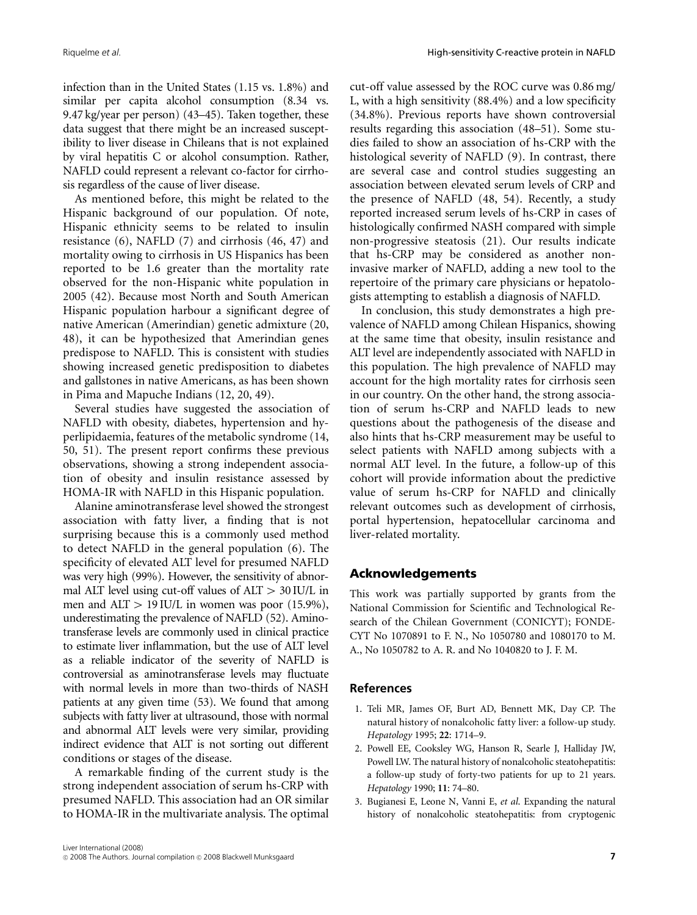infection than in the United States (1.15 vs. 1.8%) and similar per capita alcohol consumption (8.34 vs. 9.47 kg/year per person) (43–45). Taken together, these data suggest that there might be an increased susceptibility to liver disease in Chileans that is not explained by viral hepatitis C or alcohol consumption. Rather, NAFLD could represent a relevant co-factor for cirrhosis regardless of the cause of liver disease.

As mentioned before, this might be related to the Hispanic background of our population. Of note, Hispanic ethnicity seems to be related to insulin resistance (6), NAFLD (7) and cirrhosis (46, 47) and mortality owing to cirrhosis in US Hispanics has been reported to be 1.6 greater than the mortality rate observed for the non-Hispanic white population in 2005 (42). Because most North and South American Hispanic population harbour a significant degree of native American (Amerindian) genetic admixture (20, 48), it can be hypothesized that Amerindian genes predispose to NAFLD. This is consistent with studies showing increased genetic predisposition to diabetes and gallstones in native Americans, as has been shown in Pima and Mapuche Indians (12, 20, 49).

Several studies have suggested the association of NAFLD with obesity, diabetes, hypertension and hyperlipidaemia, features of the metabolic syndrome (14, 50, 51). The present report confirms these previous observations, showing a strong independent association of obesity and insulin resistance assessed by HOMA-IR with NAFLD in this Hispanic population.

Alanine aminotransferase level showed the strongest association with fatty liver, a finding that is not surprising because this is a commonly used method to detect NAFLD in the general population (6). The specificity of elevated ALT level for presumed NAFLD was very high (99%). However, the sensitivity of abnormal ALT level using cut-off values of ALT $>$ 30 IU/L in men and ALT $>$ 19 IU/L in women was poor (15.9%), underestimating the prevalence of NAFLD (52). Aminotransferase levels are commonly used in clinical practice to estimate liver inflammation, but the use of ALT level as a reliable indicator of the severity of NAFLD is controversial as aminotransferase levels may fluctuate with normal levels in more than two-thirds of NASH patients at any given time (53). We found that among subjects with fatty liver at ultrasound, those with normal and abnormal ALT levels were very similar, providing indirect evidence that ALT is not sorting out different conditions or stages of the disease.

A remarkable finding of the current study is the strong independent association of serum hs-CRP with presumed NAFLD. This association had an OR similar to HOMA-IR in the multivariate analysis. The optimal cut-off value assessed by the ROC curve was 0.86 mg/L, with a high sensitivity (88.4%) and a low specificity (34.8%). Previous reports have shown controversial results regarding this association (48–51). Some studies failed to show an association of hs-CRP with the histological severity of NAFLD (9). In contrast, there are several case and control studies suggesting an association between elevated serum levels of CRP and the presence of NAFLD (48, 54). Recently, a study reported increased serum levels of hs-CRP in cases of histologically confirmed NASH compared with simple non-progressive steatosis (21). Our results indicate that hs-CRP may be considered as another non-invasive marker of NAFLD, adding a new tool to the repertoire of the primary care physicians or hepatologists attempting to establish a diagnosis of NAFLD.

In conclusion, this study demonstrates a high prevalence of NAFLD among Chilean Hispanics, showing at the same time that obesity, insulin resistance and ALT level are independently associated with NAFLD in this population. The high prevalence of NAFLD may account for the high mortality rates for cirrhosis seen in our country. On the other hand, the strong association of serum hs-CRP and NAFLD leads to new questions about the pathogenesis of the disease and also hints that hs-CRP measurement may be useful to select patients with NAFLD among subjects with a normal ALT level. In the future, a follow-up of this cohort will provide information about the predictive value of serum hs-CRP for NAFLD and clinically relevant outcomes such as development of cirrhosis, portal hypertension, hepatocellular carcinoma and liver-related mortality.

## Acknowledgements

This work was partially supported by grants from the National Commission for Scientific and Technological Research of the Chilean Government (CONICYT); FONDECYT No 1070891 to F. N., No 1050780 and 1080170 to M. A., No 1050782 to A. R. and No 1040820 to J. F. M.

## References

1. Teli MR, James OF, Burt AD, Bennett MK, Day CP. The natural history of nonalcoholic fatty liver: a follow-up study. *Hepatology* 1995; **22**: 1714–9.
2. Powell EE, Cooksley WG, Hanson R, Searle J, Halliday JW, Powell LW. The natural history of nonalcoholic steatohepatitis: a follow-up study of forty-two patients for up to 21 years. *Hepatology* 1990; **11**: 74–80.
3. Bugianesi E, Leone N, Vanni E, *et al*. Expanding the natural history of nonalcoholic steatohepatitis: from cryptogenic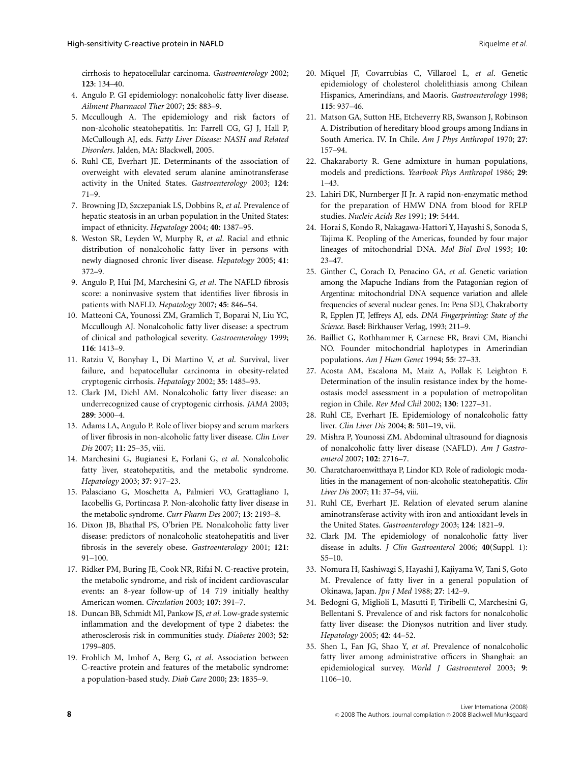cirrhosis to hepatocellular carcinoma. *Gastroenterology* 2002; **123**: 134–40.

4. Angulo P. GI epidemiology: nonalcoholic fatty liver disease. *Ailment Pharmacol Ther* 2007; **25**: 883–9.
5. Mccullough A. The epidemiology and risk factors of non-alcoholic steatohepatitis. In: Farrell CG, GJ J, Hall P, McCullough AJ, eds. *Fatty Liver Disease: NASH and Related Disorders*. Jalden, MA: Blackwell, 2005.
6. Ruhl CE, Everhart JE. Determinants of the association of overweight with elevated serum alanine aminotransferase activity in the United States. *Gastroenterology* 2003; **124**: 71–9.
7. Browning JD, Szczepaniak LS, Dobbins R, *et al*. Prevalence of hepatic steatosis in an urban population in the United States: impact of ethnicity. *Hepatology* 2004; **40**: 1387–95.
8. Weston SR, Leyden W, Murphy R, *et al*. Racial and ethnic distribution of nonalcoholic fatty liver in persons with newly diagnosed chronic liver disease. *Hepatology* 2005; **41**: 372–9.
9. Angulo P, Hui JM, Marchesini G, *et al*. The NAFLD fibrosis score: a noninvasive system that identifies liver fibrosis in patients with NAFLD. *Hepatology* 2007; **45**: 846–54.
10. Matteoni CA, Younossi ZM, Gramlich T, Boparai N, Liu YC, Mccullough AJ. Nonalcoholic fatty liver disease: a spectrum of clinical and pathological severity. *Gastroenterology* 1999; **116**: 1413–9.
11. Ratziu V, Bonyhay L, Di Martino V, *et al*. Survival, liver failure, and hepatocellular carcinoma in obesity-related cryptogenic cirrhosis. *Hepatology* 2002; **35**: 1485–93.
12. Clark JM, Diehl AM. Nonalcoholic fatty liver disease: an underrecognized cause of cryptogenic cirrhosis. *JAMA* 2003; **289**: 3000–4.
13. Adams LA, Angulo P. Role of liver biopsy and serum markers of liver fibrosis in non-alcoholic fatty liver disease. *Clin Liver Dis* 2007; **11**: 25–35, viii.
14. Marchesini G, Bugianesi E, Forlani G, *et al*. Nonalcoholic fatty liver, steatohepatitis, and the metabolic syndrome. *Hepatology* 2003; **37**: 917–23.
15. Palasciano G, Moschetta A, Palmieri VO, Grattagliano I, Iacobellis G, Portincasa P. Non-alcoholic fatty liver disease in the metabolic syndrome. *Curr Pharm Des* 2007; **13**: 2193–8.
16. Dixon JB, Bhathal PS, O'brien PE. Nonalcoholic fatty liver disease: predictors of nonalcoholic steatohepatitis and liver fibrosis in the severely obese. *Gastroenterology* 2001; **121**: 91–100.
17. Ridker PM, Buring JE, Cook NR, Rifai N. C-reactive protein, the metabolic syndrome, and risk of incident cardiovascular events: an 8-year follow-up of 14 719 initially healthy American women. *Circulation* 2003; **107**: 391–7.
18. Duncan BB, Schmidt MI, Pankow JS, *et al*. Low-grade systemic inflammation and the development of type 2 diabetes: the atherosclerosis risk in communities study. *Diabetes* 2003; **52**: 1799–805.
19. Frohlich M, Imhof A, Berg G, *et al*. Association between C-reactive protein and features of the metabolic syndrome: a population-based study. *Diab Care* 2000; **23**: 1835–9.
20. Miquel JF, Covarrubias C, Villaroel L, *et al*. Genetic epidemiology of cholesterol cholelithiasis among Chilean Hispanics, Amerindians, and Maoris. *Gastroenterology* 1998; **115**: 937–46.
21. Matson GA, Sutton HE, Etcheverry RB, Swanson J, Robinson A. Distribution of hereditary blood groups among Indians in South America. IV. In Chile. *Am J Phys Anthropol* 1970; **27**: 157–94.
22. Chakaraborty R. Gene admixture in human populations, models and predictions. *Yearbook Phys Anthropol* 1986; **29**: 1–43.
23. Lahiri DK, Nurnberger JI Jr. A rapid non-enzymatic method for the preparation of HMW DNA from blood for RFLP studies. *Nucleic Acids Res* 1991; **19**: 5444.
24. Horai S, Kondo R, Nakagawa-Hattori Y, Hayashi S, Sonoda S, Tajima K. Peopling of the Americas, founded by four major lineages of mitochondrial DNA. *Mol Biol Evol* 1993; **10**: 23–47.
25. Ginther C, Corach D, Penacino GA, *et al*. Genetic variation among the Mapuche Indians from the Patagonian region of Argentina: mitochondrial DNA sequence variation and allele frequencies of several nuclear genes. In: Pena SDJ, Chakraborty R, Epplen JT, Jeffreys AJ, eds. *DNA Fingerprinting: State of the Science*. Basel: Birkhauser Verlag, 1993; 211–9.
26. Bailliet G, Rothhammer F, Carnese FR, Bravi CM, Bianchi NO. Founder mitochondrial haplotypes in Amerindian populations. *Am J Hum Genet* 1994; **55**: 27–33.
27. Acosta AM, Escalona M, Maiz A, Pollak F, Leighton F. Determination of the insulin resistance index by the homeostasis model assessment in a population of metropolitan region in Chile. *Rev Med Chil* 2002; **130**: 1227–31.
28. Ruhl CE, Everhart JE. Epidemiology of nonalcoholic fatty liver. *Clin Liver Dis* 2004; **8**: 501–19, vii.
29. Mishra P, Younossi ZM. Abdominal ultrasound for diagnosis of nonalcoholic fatty liver disease (NAFLD). *Am J Gastroenterol* 2007; **102**: 2716–7.
30. Charatcharoenwitthaya P, Lindor KD. Role of radiologic modalities in the management of non-alcoholic steatohepatitis. *Clin Liver Dis* 2007; **11**: 37–54, viii.
31. Ruhl CE, Everhart JE. Relation of elevated serum alanine aminotransferase activity with iron and antioxidant levels in the United States. *Gastroenterology* 2003; **124**: 1821–9.
32. Clark JM. The epidemiology of nonalcoholic fatty liver disease in adults. *J Clin Gastroenterol* 2006; **40**(Suppl. 1): S5–10.
33. Nomura H, Kashiwagi S, Hayashi J, Kajiyama W, Tani S, Goto M. Prevalence of fatty liver in a general population of Okinawa, Japan. *Jpn J Med* 1988; **27**: 142–9.
34. Bedogni G, Miglioli L, Masutti F, Tiribelli C, Marchesini G, Bellentani S. Prevalence of and risk factors for nonalcoholic fatty liver disease: the Dionysos nutrition and liver study. *Hepatology* 2005; **42**: 44–52.
35. Shen L, Fan JG, Shao Y, *et al*. Prevalence of nonalcoholic fatty liver among administrative officers in Shanghai: an epidemiological survey. *World J Gastroenterol* 2003; **9**: 1106–10.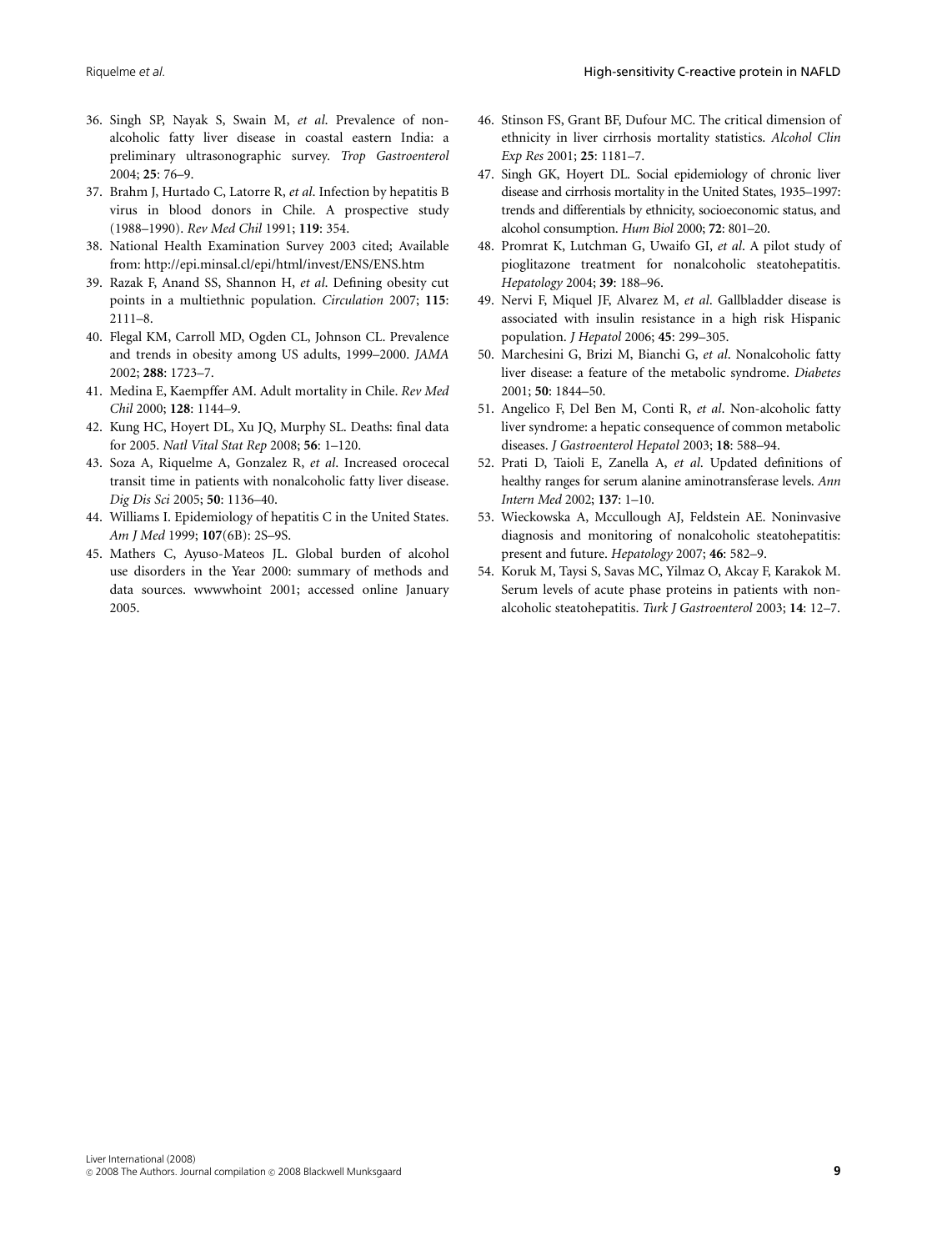36. Singh SP, Nayak S, Swain M, *et al*. Prevalence of nonalcoholic fatty liver disease in coastal eastern India: a preliminary ultrasonographic survey. *Trop Gastroenterol* 2004; **25**: 76–9.
37. Brahm J, Hurtado C, Latorre R, *et al*. Infection by hepatitis B virus in blood donors in Chile. A prospective study (1988–1990). *Rev Med Chil* 1991; **119**: 354.
38. National Health Examination Survey 2003 cited; Available from: http://epi.minsal.cl/epi/html/invest/ENS/ENS.htm
39. Razak F, Anand SS, Shannon H, *et al*. Defining obesity cut points in a multiethnic population. *Circulation* 2007; **115**: 2111–8.
40. Flegal KM, Carroll MD, Ogden CL, Johnson CL. Prevalence and trends in obesity among US adults, 1999–2000. *JAMA* 2002; **288**: 1723–7.
41. Medina E, Kaempffer AM. Adult mortality in Chile. *Rev Med Chil* 2000; **128**: 1144–9.
42. Kung HC, Hoyert DL, Xu JQ, Murphy SL. Deaths: final data for 2005. *Natl Vital Stat Rep* 2008; **56**: 1–120.
43. Soza A, Riquelme A, Gonzalez R, *et al*. Increased orocecal transit time in patients with nonalcoholic fatty liver disease. *Dig Dis Sci* 2005; **50**: 1136–40.
44. Williams I. Epidemiology of hepatitis C in the United States. *Am J Med* 1999; **107**(6B): 2S–9S.
45. Mathers C, Ayuso-Mateos JL. Global burden of alcohol use disorders in the Year 2000: summary of methods and data sources. wwwwhoint 2001; accessed online January 2005.
46. Stinson FS, Grant BF, Dufour MC. The critical dimension of ethnicity in liver cirrhosis mortality statistics. *Alcohol Clin Exp Res* 2001; **25**: 1181–7.
47. Singh GK, Hoyert DL. Social epidemiology of chronic liver disease and cirrhosis mortality in the United States, 1935–1997: trends and differentials by ethnicity, socioeconomic status, and alcohol consumption. *Hum Biol* 2000; **72**: 801–20.
48. Promrat K, Lutchman G, Uwaifo GI, *et al*. A pilot study of pioglitazone treatment for nonalcoholic steatohepatitis. *Hepatology* 2004; **39**: 188–96.
49. Nervi F, Miquel JF, Alvarez M, *et al*. Gallbladder disease is associated with insulin resistance in a high risk Hispanic population. *J Hepatol* 2006; **45**: 299–305.
50. Marchesini G, Brizi M, Bianchi G, *et al*. Nonalcoholic fatty liver disease: a feature of the metabolic syndrome. *Diabetes* 2001; **50**: 1844–50.
51. Angelico F, Del Ben M, Conti R, *et al*. Non-alcoholic fatty liver syndrome: a hepatic consequence of common metabolic diseases. *J Gastroenterol Hepatol* 2003; **18**: 588–94.
52. Prati D, Taioli E, Zanella A, *et al*. Updated definitions of healthy ranges for serum alanine aminotransferase levels. *Ann Intern Med* 2002; **137**: 1–10.
53. Wieckowska A, Mccullough AJ, Feldstein AE. Noninvasive diagnosis and monitoring of nonalcoholic steatohepatitis: present and future. *Hepatology* 2007; **46**: 582–9.
54. Koruk M, Taysi S, Savas MC, Yilmaz O, Akcay F, Karakok M. Serum levels of acute phase proteins in patients with nonalcoholic steatohepatitis. *Turk J Gastroenterol* 2003; **14**: 12–7.